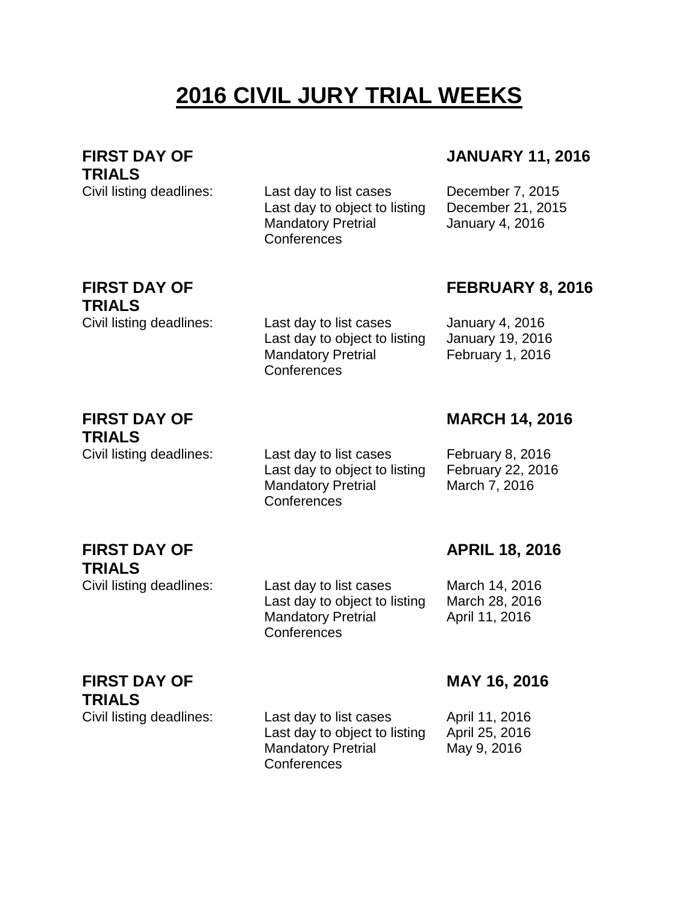# 2016 CIVIL JURY TRIAL WEEKS

**FIRST DAY OF TRIALS** **JANUARY 11, 2016**

| Civil listing deadlines: | | |
|---|---|---|
| | Last day to list cases | December 7, 2015 |
| | Last day to object to listing | December 21, 2015 |
| | Mandatory Pretrial Conferences | January 4, 2016 |

**FIRST DAY OF TRIALS** **FEBRUARY 8, 2016**

| Civil listing deadlines: | | |
|---|---|---|
| | Last day to list cases | January 4, 2016 |
| | Last day to object to listing | January 19, 2016 |
| | Mandatory Pretrial Conferences | February 1, 2016 |

**FIRST DAY OF TRIALS** **MARCH 14, 2016**

| Civil listing deadlines: | | |
|---|---|---|
| | Last day to list cases | February 8, 2016 |
| | Last day to object to listing | February 22, 2016 |
| | Mandatory Pretrial Conferences | March 7, 2016 |

**FIRST DAY OF TRIALS** **APRIL 18, 2016**

| Civil listing deadlines: | | |
|---|---|---|
| | Last day to list cases | March 14, 2016 |
| | Last day to object to listing | March 28, 2016 |
| | Mandatory Pretrial Conferences | April 11, 2016 |

**FIRST DAY OF TRIALS** **MAY 16, 2016**

| Civil listing deadlines: | | |
|---|---|---|
| | Last day to list cases | April 11, 2016 |
| | Last day to object to listing | April 25, 2016 |
| | Mandatory Pretrial Conferences | May 9, 2016 |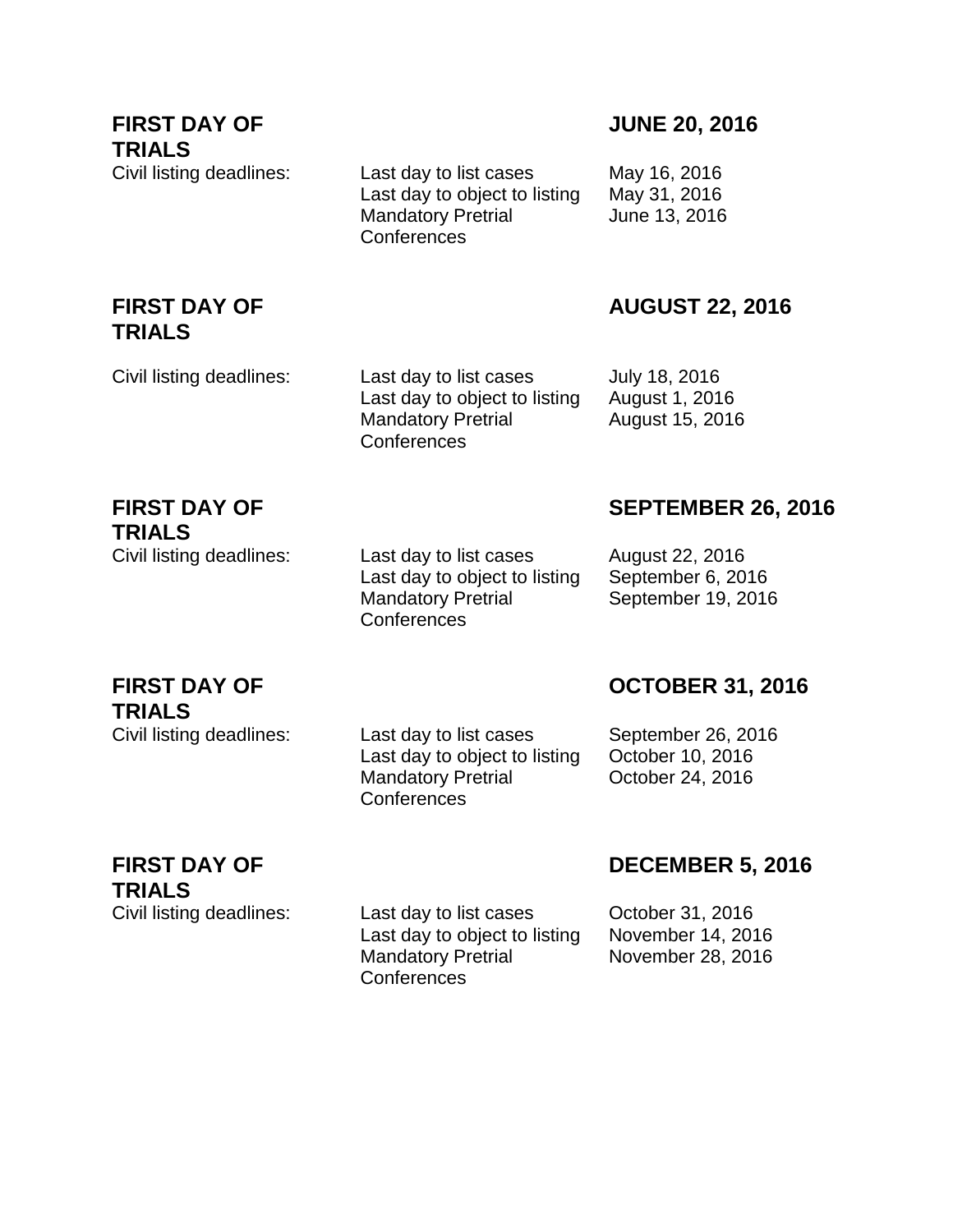| | | |
|---|---|---|
| **FIRST DAY OF TRIALS** | | **JUNE 20, 2016** |
| Civil listing deadlines: | Last day to list cases | May 16, 2016 |
| | Last day to object to listing | May 31, 2016 |
| | Mandatory Pretrial Conferences | June 13, 2016 |
| **FIRST DAY OF TRIALS** | | **AUGUST 22, 2016** |
| Civil listing deadlines: | Last day to list cases | July 18, 2016 |
| | Last day to object to listing | August 1, 2016 |
| | Mandatory Pretrial Conferences | August 15, 2016 |
| **FIRST DAY OF TRIALS** | | **SEPTEMBER 26, 2016** |
| Civil listing deadlines: | Last day to list cases | August 22, 2016 |
| | Last day to object to listing | September 6, 2016 |
| | Mandatory Pretrial Conferences | September 19, 2016 |
| **FIRST DAY OF TRIALS** | | **OCTOBER 31, 2016** |
| Civil listing deadlines: | Last day to list cases | September 26, 2016 |
| | Last day to object to listing | October 10, 2016 |
| | Mandatory Pretrial Conferences | October 24, 2016 |
| **FIRST DAY OF TRIALS** | | **DECEMBER 5, 2016** |
| Civil listing deadlines: | Last day to list cases | October 31, 2016 |
| | Last day to object to listing | November 14, 2016 |
| | Mandatory Pretrial Conferences | November 28, 2016 |